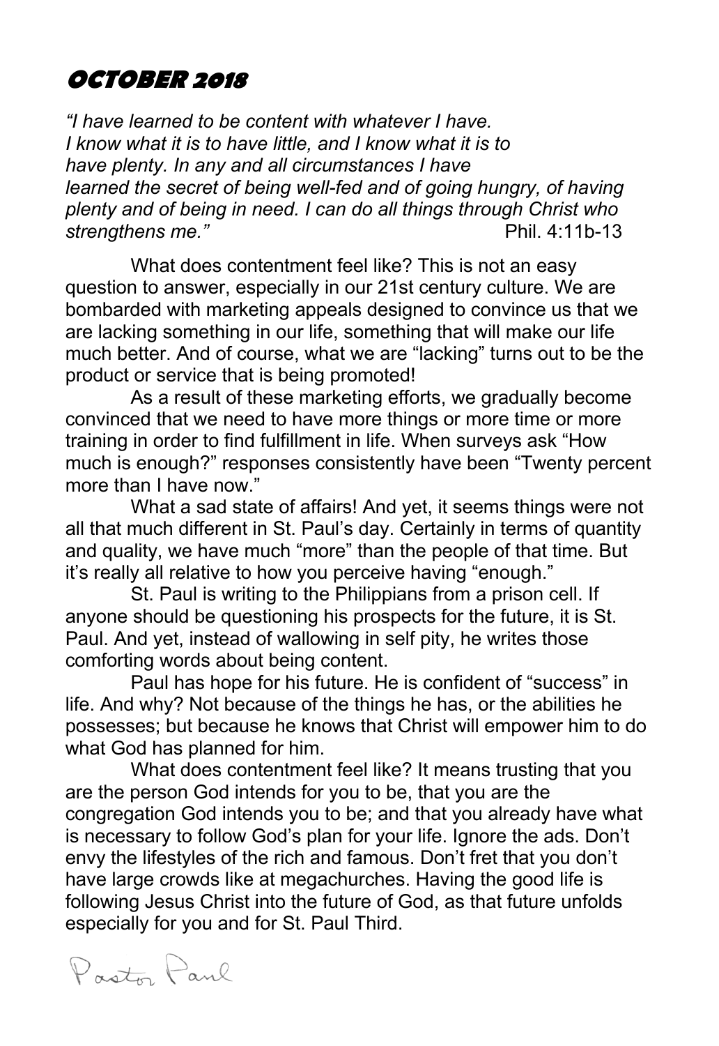# OCTOBER 2018

*"I have learned to be content with whatever I have. I know what it is to have little, and I know what it is to have plenty. In any and all circumstances I have learned the secret of being well-fed and of going hungry, of having plenty and of being in need. I can do all things through Christ who strengthens me."* Phil. 4:11b-13

What does contentment feel like? This is not an easy question to answer, especially in our 21st century culture. We are bombarded with marketing appeals designed to convince us that we are lacking something in our life, something that will make our life much better. And of course, what we are "lacking" turns out to be the product or service that is being promoted!

As a result of these marketing efforts, we gradually become convinced that we need to have more things or more time or more training in order to find fulfillment in life. When surveys ask "How much is enough?" responses consistently have been "Twenty percent more than I have now."

What a sad state of affairs! And yet, it seems things were not all that much different in St. Paul's day. Certainly in terms of quantity and quality, we have much "more" than the people of that time. But it's really all relative to how you perceive having "enough."

St. Paul is writing to the Philippians from a prison cell. If anyone should be questioning his prospects for the future, it is St. Paul. And yet, instead of wallowing in self pity, he writes those comforting words about being content.

Paul has hope for his future. He is confident of "success" in life. And why? Not because of the things he has, or the abilities he possesses; but because he knows that Christ will empower him to do what God has planned for him.

What does contentment feel like? It means trusting that you are the person God intends for you to be, that you are the congregation God intends you to be; and that you already have what is necessary to follow God's plan for your life. Ignore the ads. Don't envy the lifestyles of the rich and famous. Don't fret that you don't have large crowds like at megachurches. Having the good life is following Jesus Christ into the future of God, as that future unfolds especially for you and for St. Paul Third.

Pastor Paul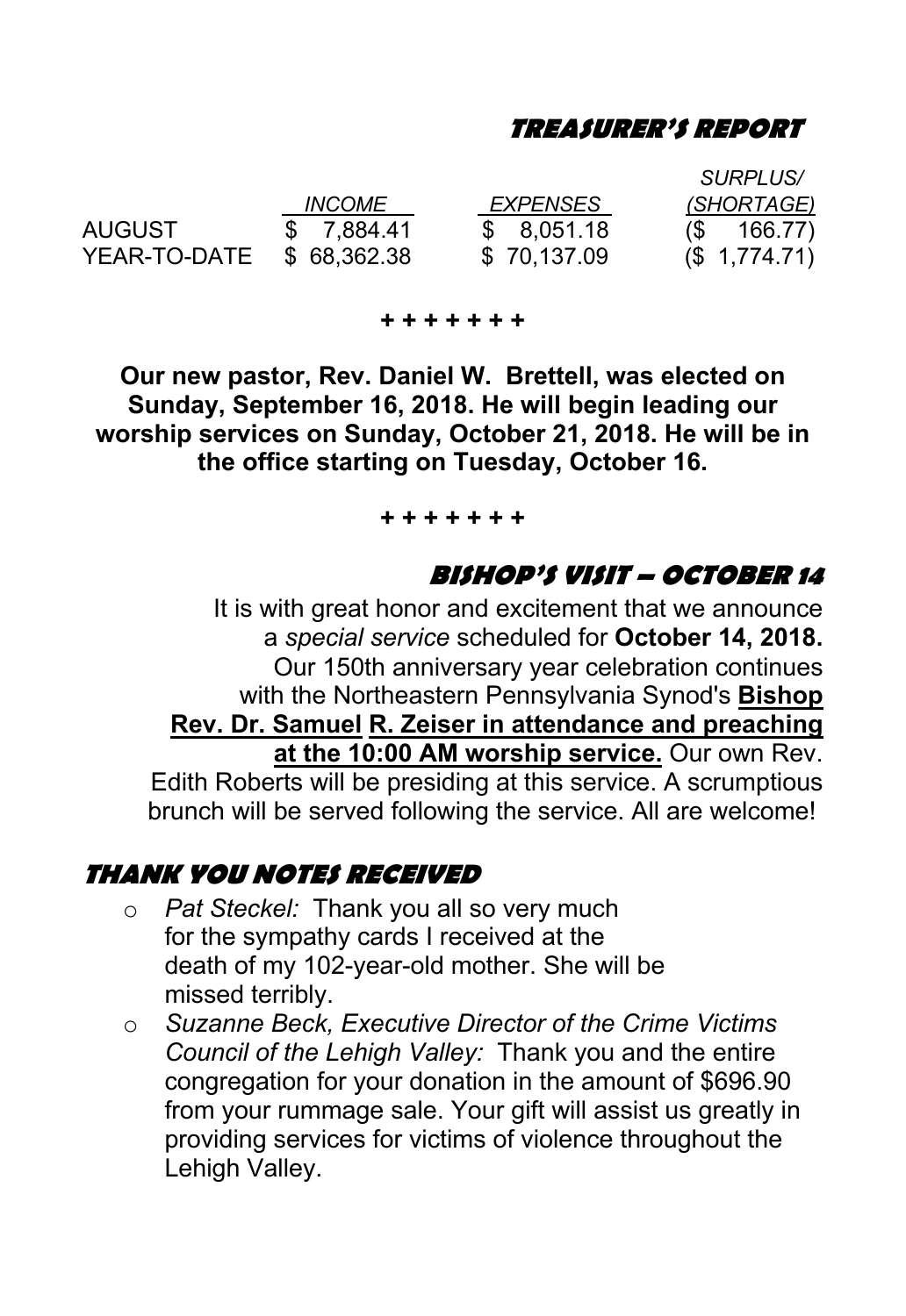## TREASURER'S REPORT

| | *INCOME* | *EXPENSES* | *SURPLUS/ (SHORTAGE)* |
|---|---|---|---|
| AUGUST | $ 7,884.41 | $ 8,051.18 | ($ 166.77) |
| YEAR-TO-DATE | $ 68,362.38 | $ 70,137.09 | ($ 1,774.71) |

+ + + + + + +

**Our new pastor, Rev. Daniel W. Brettell, was elected on Sunday, September 16, 2018. He will begin leading our worship services on Sunday, October 21, 2018. He will be in the office starting on Tuesday, October 16.**

+ + + + + + +

## BISHOP'S VISIT – OCTOBER 14

It is with great honor and excitement that we announce a *special service* scheduled for **October 14, 2018.** Our 150th anniversary year celebration continues with the Northeastern Pennsylvania Synod's **Bishop Rev. Dr. Samuel R. Zeiser in attendance and preaching at the 10:00 AM worship service.** Our own Rev. Edith Roberts will be presiding at this service. A scrumptious brunch will be served following the service. All are welcome!

## THANK YOU NOTES RECEIVED

- *Pat Steckel:* Thank you all so very much for the sympathy cards I received at the death of my 102-year-old mother. She will be missed terribly.
- *Suzanne Beck, Executive Director of the Crime Victims Council of the Lehigh Valley:* Thank you and the entire congregation for your donation in the amount of $696.90 from your rummage sale. Your gift will assist us greatly in providing services for victims of violence throughout the Lehigh Valley.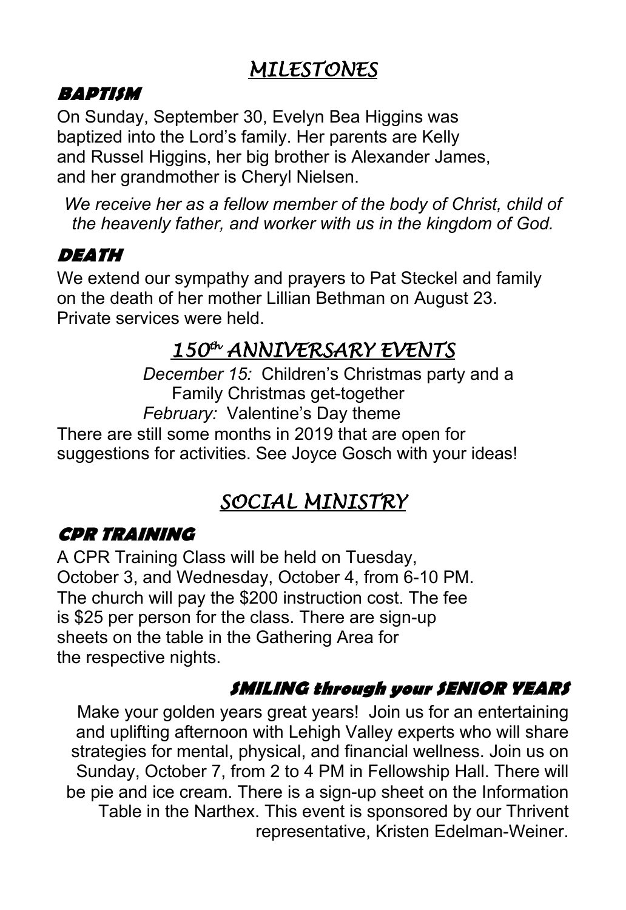# *MILESTONES*

### BAPTISM

On Sunday, September 30, Evelyn Bea Higgins was baptized into the Lord's family. Her parents are Kelly and Russel Higgins, her big brother is Alexander James, and her grandmother is Cheryl Nielsen.

*We receive her as a fellow member of the body of Christ, child of the heavenly father, and worker with us in the kingdom of God.*

### DEATH

We extend our sympathy and prayers to Pat Steckel and family on the death of her mother Lillian Bethman on August 23. Private services were held.

# *150th ANNIVERSARY EVENTS*

*December 15:* Children's Christmas party and a Family Christmas get-together

*February:* Valentine's Day theme

There are still some months in 2019 that are open for suggestions for activities. See Joyce Gosch with your ideas!

# *SOCIAL MINISTRY*

### CPR TRAINING

A CPR Training Class will be held on Tuesday, October 3, and Wednesday, October 4, from 6-10 PM. The church will pay the $200 instruction cost. The fee is $25 per person for the class. There are sign-up sheets on the table in the Gathering Area for the respective nights.

### SMILING through your SENIOR YEARS

Make your golden years great years! Join us for an entertaining and uplifting afternoon with Lehigh Valley experts who will share strategies for mental, physical, and financial wellness. Join us on Sunday, October 7, from 2 to 4 PM in Fellowship Hall. There will be pie and ice cream. There is a sign-up sheet on the Information Table in the Narthex. This event is sponsored by our Thrivent representative, Kristen Edelman-Weiner.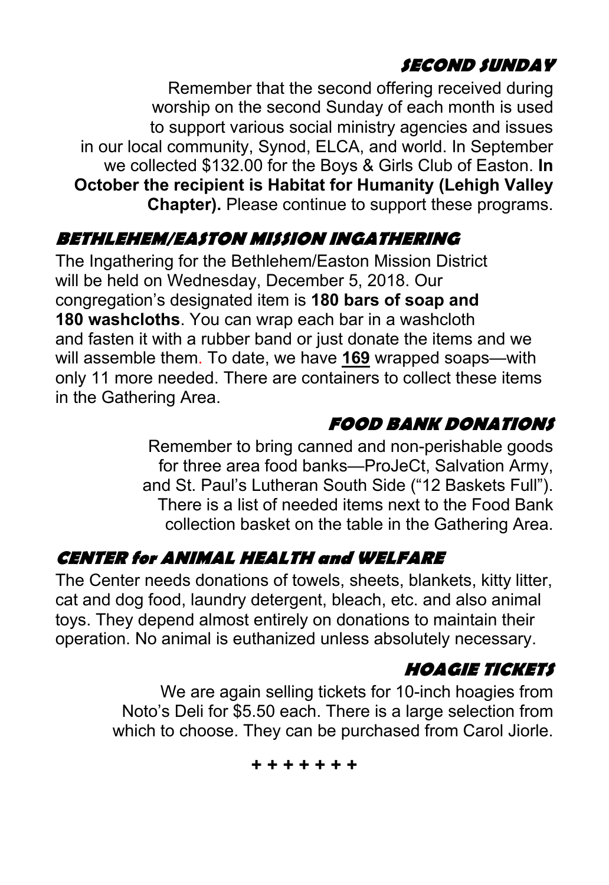## SECOND SUNDAY

Remember that the second offering received during worship on the second Sunday of each month is used to support various social ministry agencies and issues in our local community, Synod, ELCA, and world. In September we collected $132.00 for the Boys & Girls Club of Easton. **In October the recipient is Habitat for Humanity (Lehigh Valley Chapter).** Please continue to support these programs.

## BETHLEHEM/EASTON MISSION INGATHERING

The Ingathering for the Bethlehem/Easton Mission District will be held on Wednesday, December 5, 2018. Our congregation's designated item is **180 bars of soap and 180 washcloths**. You can wrap each bar in a washcloth and fasten it with a rubber band or just donate the items and we will assemble them. To date, we have <u>**169**</u> wrapped soaps—with only 11 more needed. There are containers to collect these items in the Gathering Area.

## FOOD BANK DONATIONS

Remember to bring canned and non-perishable goods for three area food banks—ProJeCt, Salvation Army, and St. Paul's Lutheran South Side ("12 Baskets Full"). There is a list of needed items next to the Food Bank collection basket on the table in the Gathering Area.

## CENTER for ANIMAL HEALTH and WELFARE

The Center needs donations of towels, sheets, blankets, kitty litter, cat and dog food, laundry detergent, bleach, etc. and also animal toys. They depend almost entirely on donations to maintain their operation. No animal is euthanized unless absolutely necessary.

## HOAGIE TICKETS

We are again selling tickets for 10-inch hoagies from Noto's Deli for $5.50 each. There is a large selection from which to choose. They can be purchased from Carol Jiorle.

**+ + + + + + +**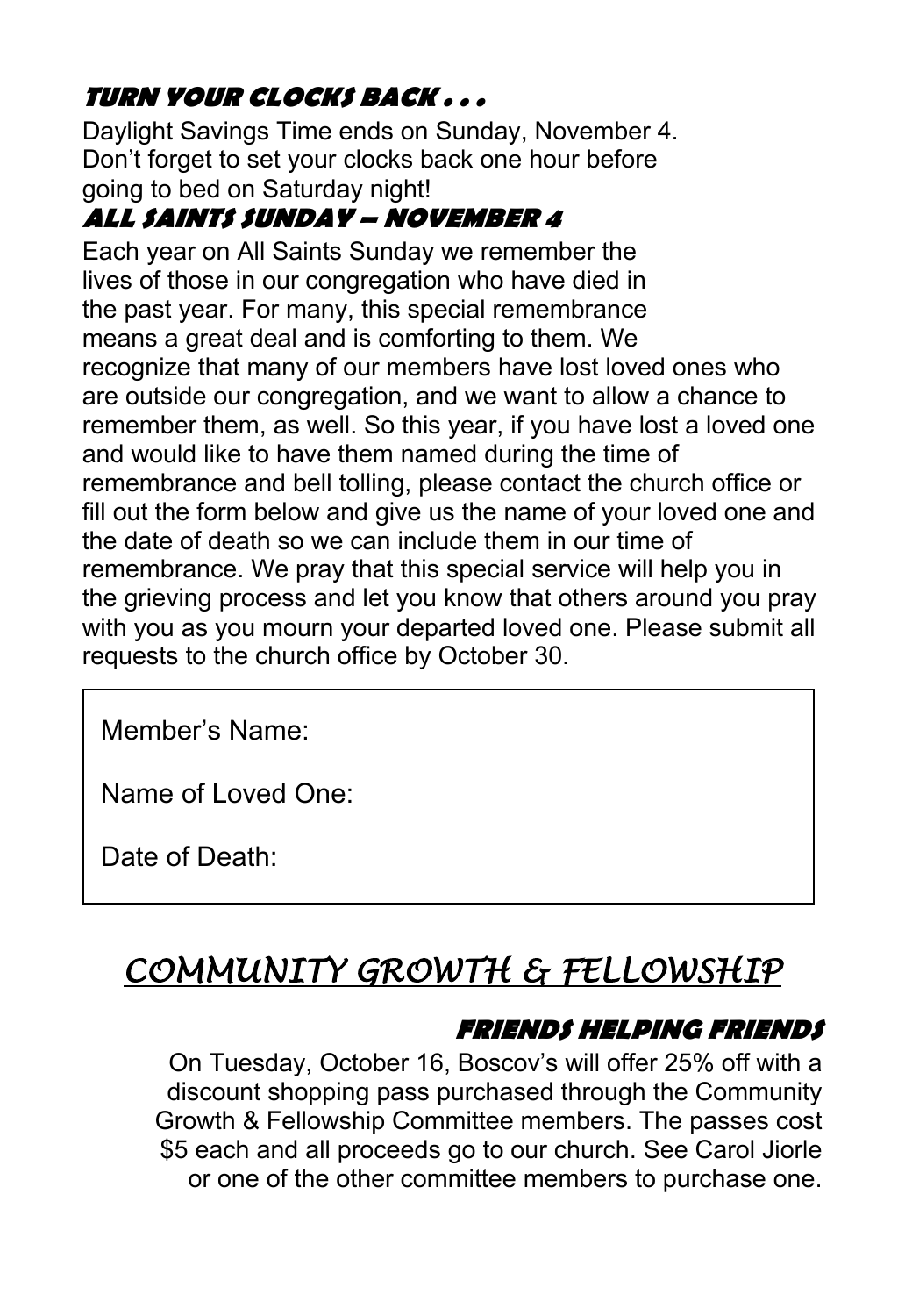### TURN YOUR CLOCKS BACK . . .

Daylight Savings Time ends on Sunday, November 4. Don't forget to set your clocks back one hour before going to bed on Saturday night!

### ALL SAINTS SUNDAY – NOVEMBER 4

Each year on All Saints Sunday we remember the lives of those in our congregation who have died in the past year. For many, this special remembrance means a great deal and is comforting to them. We recognize that many of our members have lost loved ones who are outside our congregation, and we want to allow a chance to remember them, as well. So this year, if you have lost a loved one and would like to have them named during the time of remembrance and bell tolling, please contact the church office or fill out the form below and give us the name of your loved one and the date of death so we can include them in our time of remembrance. We pray that this special service will help you in the grieving process and let you know that others around you pray with you as you mourn your departed loved one. Please submit all requests to the church office by October 30.

Member's Name:

Name of Loved One:

Date of Death:

## COMMUNITY GROWTH & FELLOWSHIP

### FRIENDS HELPING FRIENDS

On Tuesday, October 16, Boscov's will offer 25% off with a discount shopping pass purchased through the Community Growth & Fellowship Committee members. The passes cost $5 each and all proceeds go to our church. See Carol Jiorle or one of the other committee members to purchase one.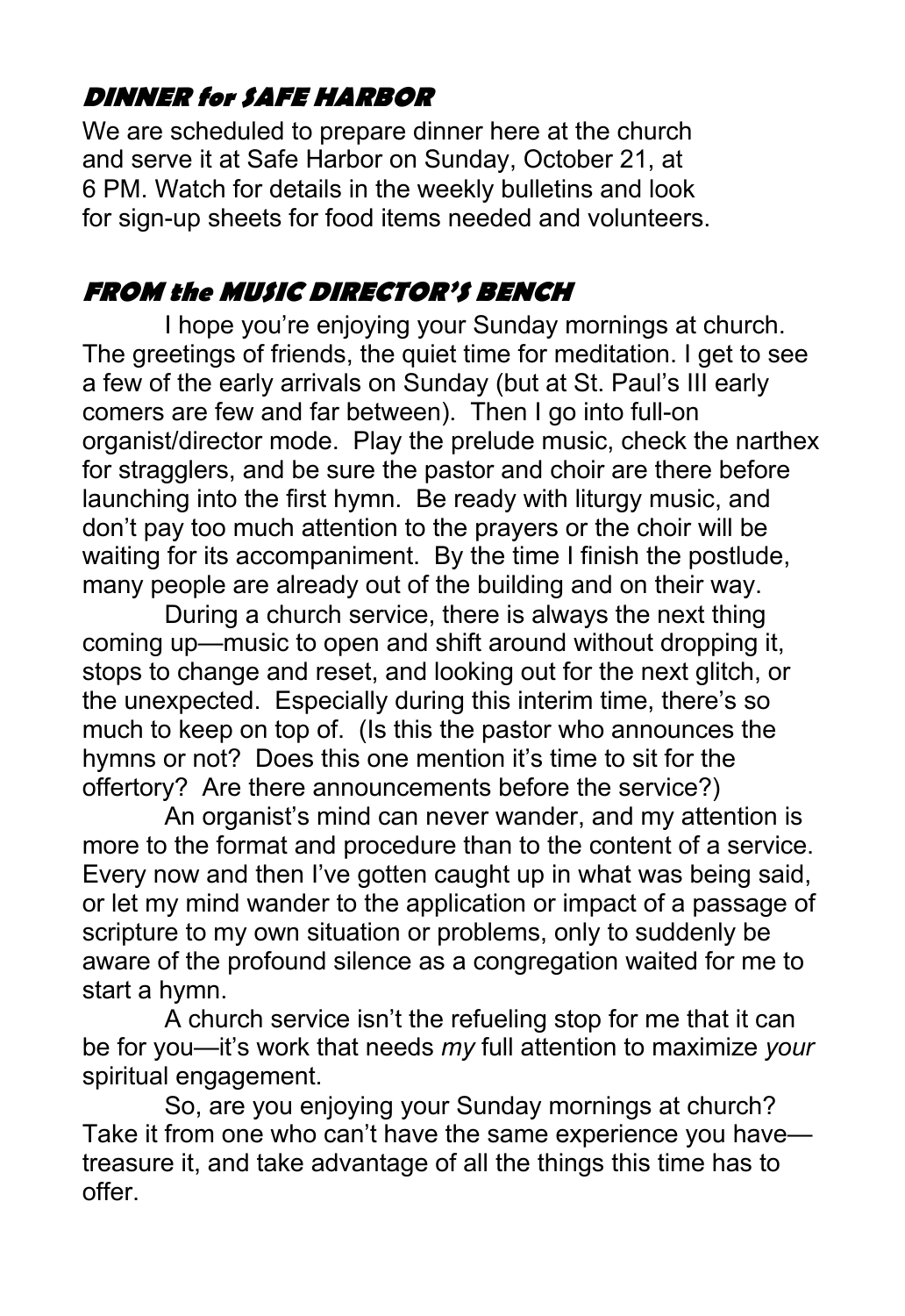### ***DINNER for SAFE HARBOR***

We are scheduled to prepare dinner here at the church and serve it at Safe Harbor on Sunday, October 21, at 6 PM. Watch for details in the weekly bulletins and look for sign-up sheets for food items needed and volunteers.

### ***FROM the MUSIC DIRECTOR'S BENCH***

I hope you're enjoying your Sunday mornings at church. The greetings of friends, the quiet time for meditation. I get to see a few of the early arrivals on Sunday (but at St. Paul's III early comers are few and far between). Then I go into full-on organist/director mode. Play the prelude music, check the narthex for stragglers, and be sure the pastor and choir are there before launching into the first hymn. Be ready with liturgy music, and don't pay too much attention to the prayers or the choir will be waiting for its accompaniment. By the time I finish the postlude, many people are already out of the building and on their way.

During a church service, there is always the next thing coming up—music to open and shift around without dropping it, stops to change and reset, and looking out for the next glitch, or the unexpected. Especially during this interim time, there's so much to keep on top of. (Is this the pastor who announces the hymns or not? Does this one mention it's time to sit for the offertory? Are there announcements before the service?)

An organist's mind can never wander, and my attention is more to the format and procedure than to the content of a service. Every now and then I've gotten caught up in what was being said, or let my mind wander to the application or impact of a passage of scripture to my own situation or problems, only to suddenly be aware of the profound silence as a congregation waited for me to start a hymn.

A church service isn't the refueling stop for me that it can be for you—it's work that needs *my* full attention to maximize *your* spiritual engagement.

So, are you enjoying your Sunday mornings at church? Take it from one who can't have the same experience you have—treasure it, and take advantage of all the things this time has to offer.